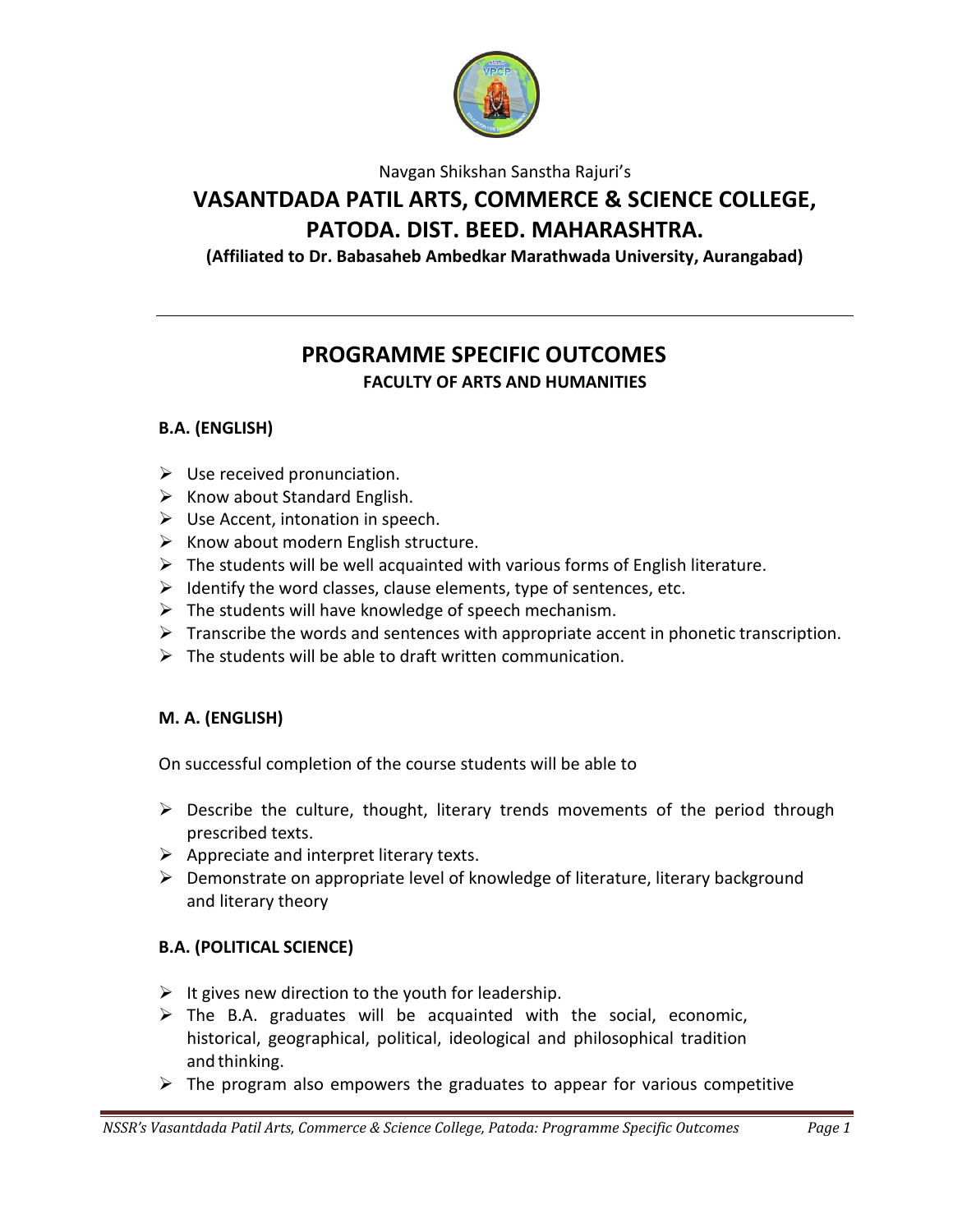Navgan Shikshan Sanstha Rajuri's

# VASANTDADA PATIL ARTS, COMMERCE & SCIENCE COLLEGE, PATODA. DIST. BEED. MAHARASHTRA.

**(Affiliated to Dr. Babasaheb Ambedkar Marathwada University, Aurangabad)**

---

## PROGRAMME SPECIFIC OUTCOMES

### FACULTY OF ARTS AND HUMANITIES

**B.A. (ENGLISH)**

- Use received pronunciation.
- Know about Standard English.
- Use Accent, intonation in speech.
- Know about modern English structure.
- The students will be well acquainted with various forms of English literature.
- Identify the word classes, clause elements, type of sentences, etc.
- The students will have knowledge of speech mechanism.
- Transcribe the words and sentences with appropriate accent in phonetic transcription.
- The students will be able to draft written communication.

**M. A. (ENGLISH)**

On successful completion of the course students will be able to

- Describe the culture, thought, literary trends movements of the period through prescribed texts.
- Appreciate and interpret literary texts.
- Demonstrate on appropriate level of knowledge of literature, literary background and literary theory

**B.A. (POLITICAL SCIENCE)**

- It gives new direction to the youth for leadership.
- The B.A. graduates will be acquainted with the social, economic, historical, geographical, political, ideological and philosophical tradition and thinking.
- The program also empowers the graduates to appear for various competitive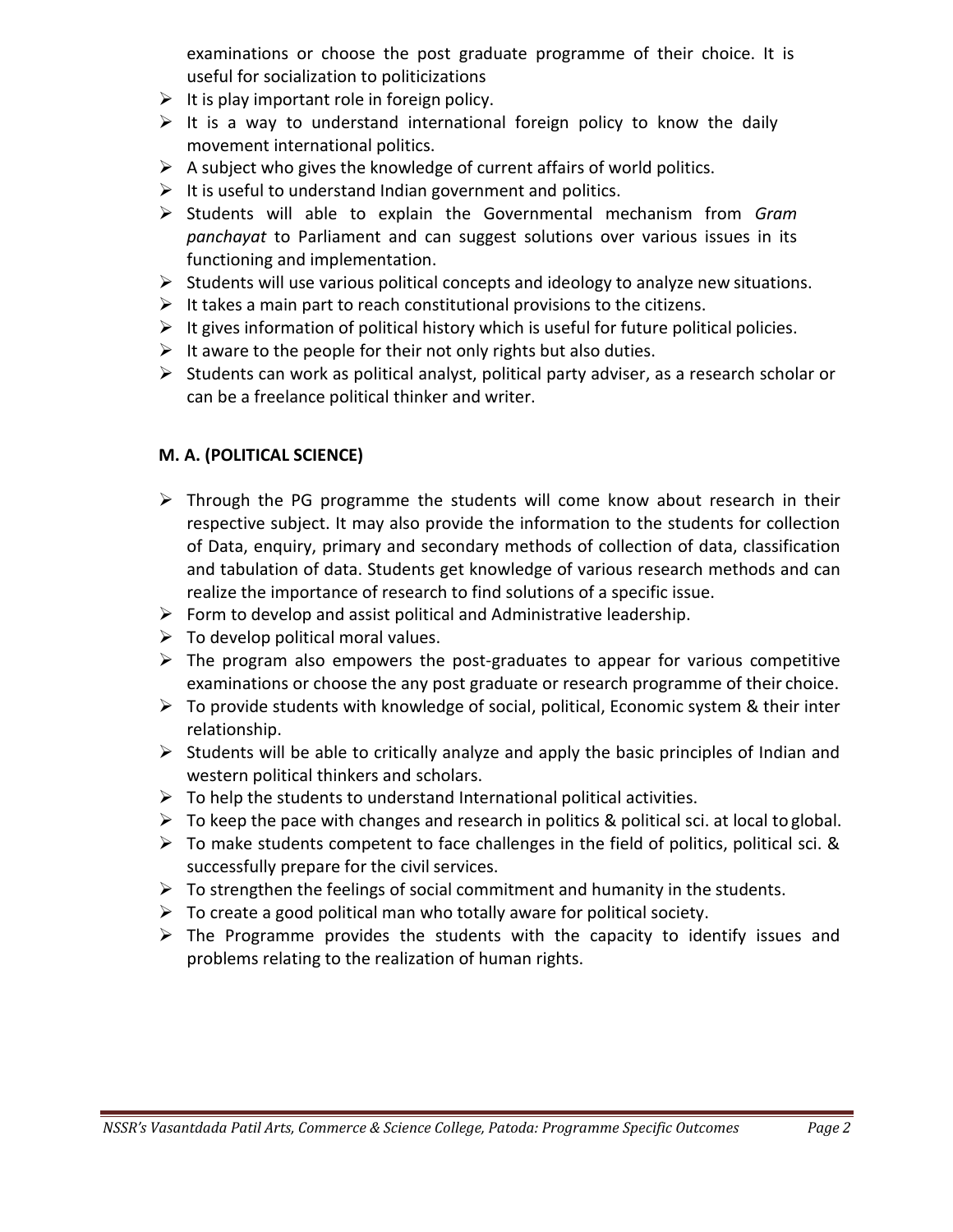examinations or choose the post graduate programme of their choice. It is useful for socialization to politicizations

- It is play important role in foreign policy.
- It is a way to understand international foreign policy to know the daily movement international politics.
- A subject who gives the knowledge of current affairs of world politics.
- It is useful to understand Indian government and politics.
- Students will able to explain the Governmental mechanism from *Gram panchayat* to Parliament and can suggest solutions over various issues in its functioning and implementation.
- Students will use various political concepts and ideology to analyze new situations.
- It takes a main part to reach constitutional provisions to the citizens.
- It gives information of political history which is useful for future political policies.
- It aware to the people for their not only rights but also duties.
- Students can work as political analyst, political party adviser, as a research scholar or can be a freelance political thinker and writer.

**M. A. (POLITICAL SCIENCE)**

- Through the PG programme the students will come know about research in their respective subject. It may also provide the information to the students for collection of Data, enquiry, primary and secondary methods of collection of data, classification and tabulation of data. Students get knowledge of various research methods and can realize the importance of research to find solutions of a specific issue.
- Form to develop and assist political and Administrative leadership.
- To develop political moral values.
- The program also empowers the post-graduates to appear for various competitive examinations or choose the any post graduate or research programme of their choice.
- To provide students with knowledge of social, political, Economic system & their inter relationship.
- Students will be able to critically analyze and apply the basic principles of Indian and western political thinkers and scholars.
- To help the students to understand International political activities.
- To keep the pace with changes and research in politics & political sci. at local to global.
- To make students competent to face challenges in the field of politics, political sci. & successfully prepare for the civil services.
- To strengthen the feelings of social commitment and humanity in the students.
- To create a good political man who totally aware for political society.
- The Programme provides the students with the capacity to identify issues and problems relating to the realization of human rights.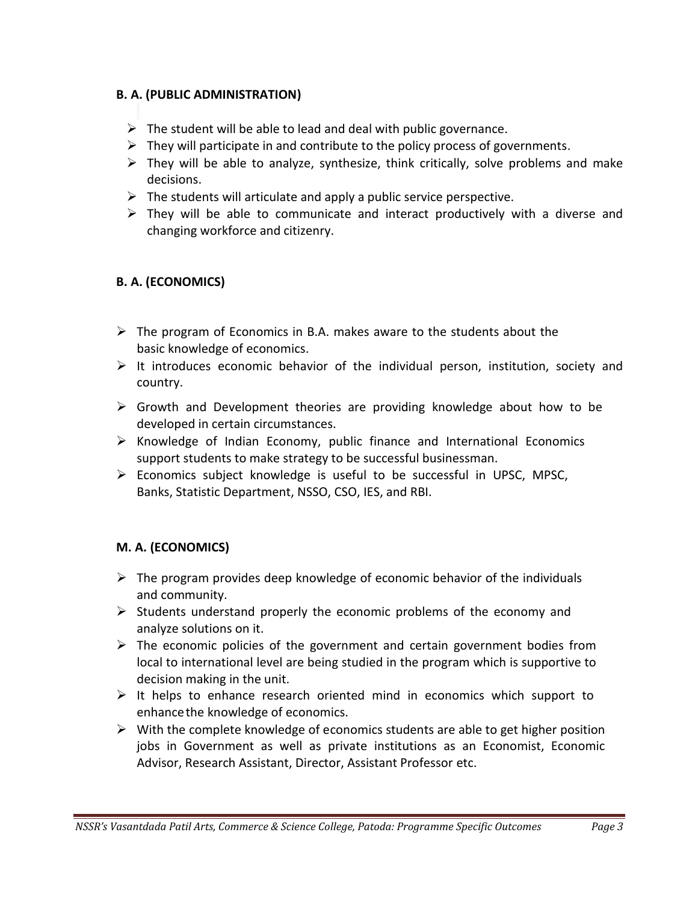**B. A. (PUBLIC ADMINISTRATION)**

- The student will be able to lead and deal with public governance.
- They will participate in and contribute to the policy process of governments.
- They will be able to analyze, synthesize, think critically, solve problems and make decisions.
- The students will articulate and apply a public service perspective.
- They will be able to communicate and interact productively with a diverse and changing workforce and citizenry.

**B. A. (ECONOMICS)**

- The program of Economics in B.A. makes aware to the students about the basic knowledge of economics.
- It introduces economic behavior of the individual person, institution, society and country.
- Growth and Development theories are providing knowledge about how to be developed in certain circumstances.
- Knowledge of Indian Economy, public finance and International Economics support students to make strategy to be successful businessman.
- Economics subject knowledge is useful to be successful in UPSC, MPSC, Banks, Statistic Department, NSSO, CSO, IES, and RBI.

**M. A. (ECONOMICS)**

- The program provides deep knowledge of economic behavior of the individuals and community.
- Students understand properly the economic problems of the economy and analyze solutions on it.
- The economic policies of the government and certain government bodies from local to international level are being studied in the program which is supportive to decision making in the unit.
- It helps to enhance research oriented mind in economics which support to enhance the knowledge of economics.
- With the complete knowledge of economics students are able to get higher position jobs in Government as well as private institutions as an Economist, Economic Advisor, Research Assistant, Director, Assistant Professor etc.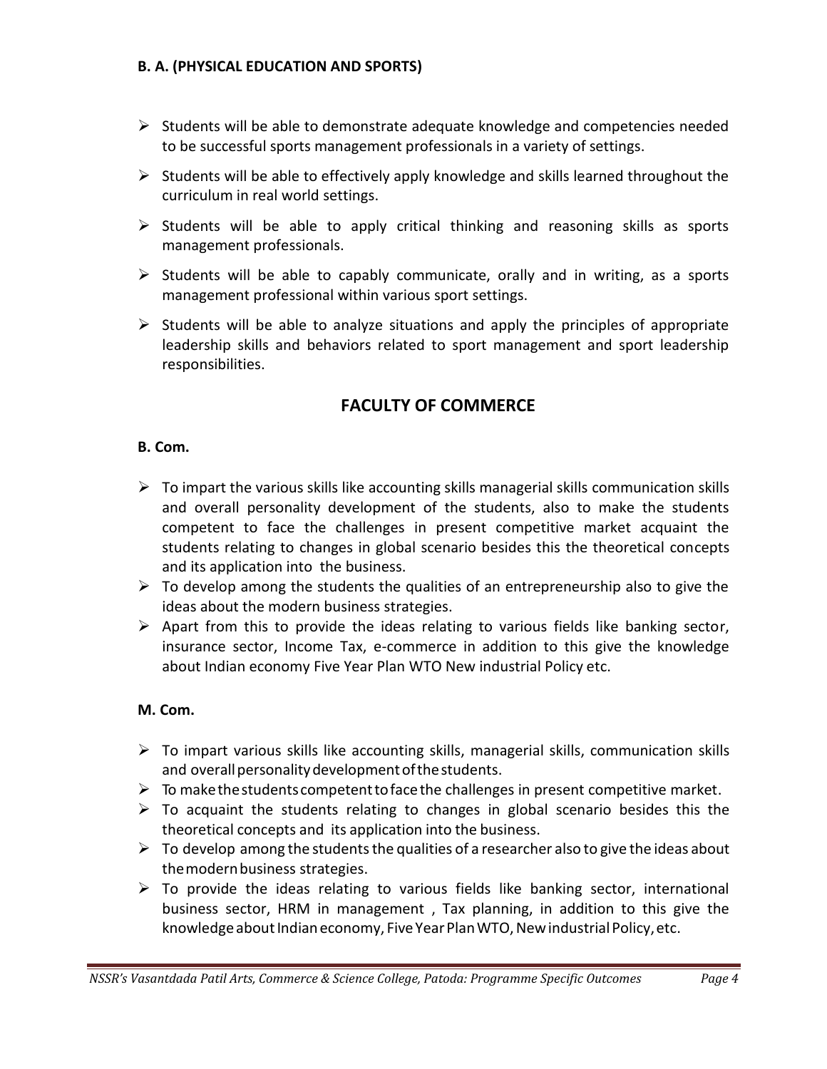### B. A. (PHYSICAL EDUCATION AND SPORTS)

- Students will be able to demonstrate adequate knowledge and competencies needed to be successful sports management professionals in a variety of settings.
- Students will be able to effectively apply knowledge and skills learned throughout the curriculum in real world settings.
- Students will be able to apply critical thinking and reasoning skills as sports management professionals.
- Students will be able to capably communicate, orally and in writing, as a sports management professional within various sport settings.
- Students will be able to analyze situations and apply the principles of appropriate leadership skills and behaviors related to sport management and sport leadership responsibilities.

## FACULTY OF COMMERCE

### B. Com.

- To impart the various skills like accounting skills managerial skills communication skills and overall personality development of the students, also to make the students competent to face the challenges in present competitive market acquaint the students relating to changes in global scenario besides this the theoretical concepts and its application into the business.
- To develop among the students the qualities of an entrepreneurship also to give the ideas about the modern business strategies.
- Apart from this to provide the ideas relating to various fields like banking sector, insurance sector, Income Tax, e-commerce in addition to this give the knowledge about Indian economy Five Year Plan WTO New industrial Policy etc.

### M. Com.

- To impart various skills like accounting skills, managerial skills, communication skills and overall personality development of the students.
- To make the students competent to face the challenges in present competitive market.
- To acquaint the students relating to changes in global scenario besides this the theoretical concepts and its application into the business.
- To develop among the students the qualities of a researcher also to give the ideas about the modern business strategies.
- To provide the ideas relating to various fields like banking sector, international business sector, HRM in management , Tax planning, in addition to this give the knowledge about Indian economy, Five Year Plan WTO, New industrial Policy, etc.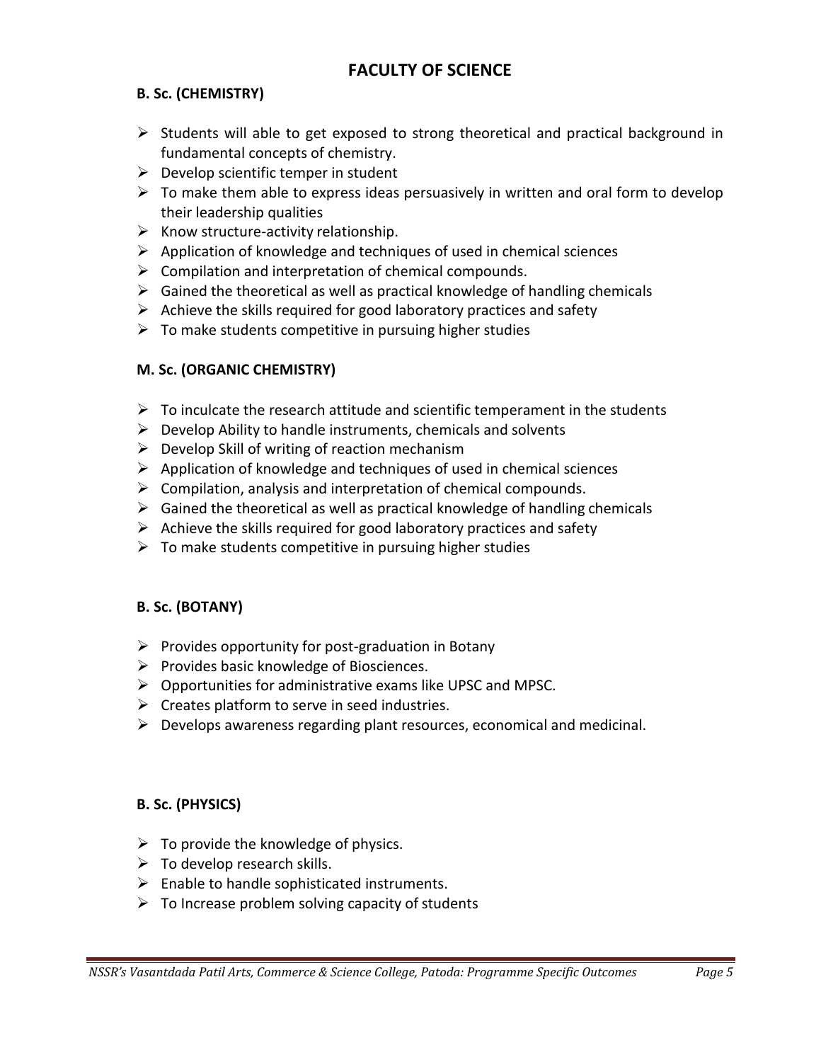# FACULTY OF SCIENCE

### B. Sc. (CHEMISTRY)

- Students will able to get exposed to strong theoretical and practical background in fundamental concepts of chemistry.
- Develop scientific temper in student
- To make them able to express ideas persuasively in written and oral form to develop their leadership qualities
- Know structure-activity relationship.
- Application of knowledge and techniques of used in chemical sciences
- Compilation and interpretation of chemical compounds.
- Gained the theoretical as well as practical knowledge of handling chemicals
- Achieve the skills required for good laboratory practices and safety
- To make students competitive in pursuing higher studies

### M. Sc. (ORGANIC CHEMISTRY)

- To inculcate the research attitude and scientific temperament in the students
- Develop Ability to handle instruments, chemicals and solvents
- Develop Skill of writing of reaction mechanism
- Application of knowledge and techniques of used in chemical sciences
- Compilation, analysis and interpretation of chemical compounds.
- Gained the theoretical as well as practical knowledge of handling chemicals
- Achieve the skills required for good laboratory practices and safety
- To make students competitive in pursuing higher studies

### B. Sc. (BOTANY)

- Provides opportunity for post-graduation in Botany
- Provides basic knowledge of Biosciences.
- Opportunities for administrative exams like UPSC and MPSC.
- Creates platform to serve in seed industries.
- Develops awareness regarding plant resources, economical and medicinal.

### B. Sc. (PHYSICS)

- To provide the knowledge of physics.
- To develop research skills.
- Enable to handle sophisticated instruments.
- To Increase problem solving capacity of students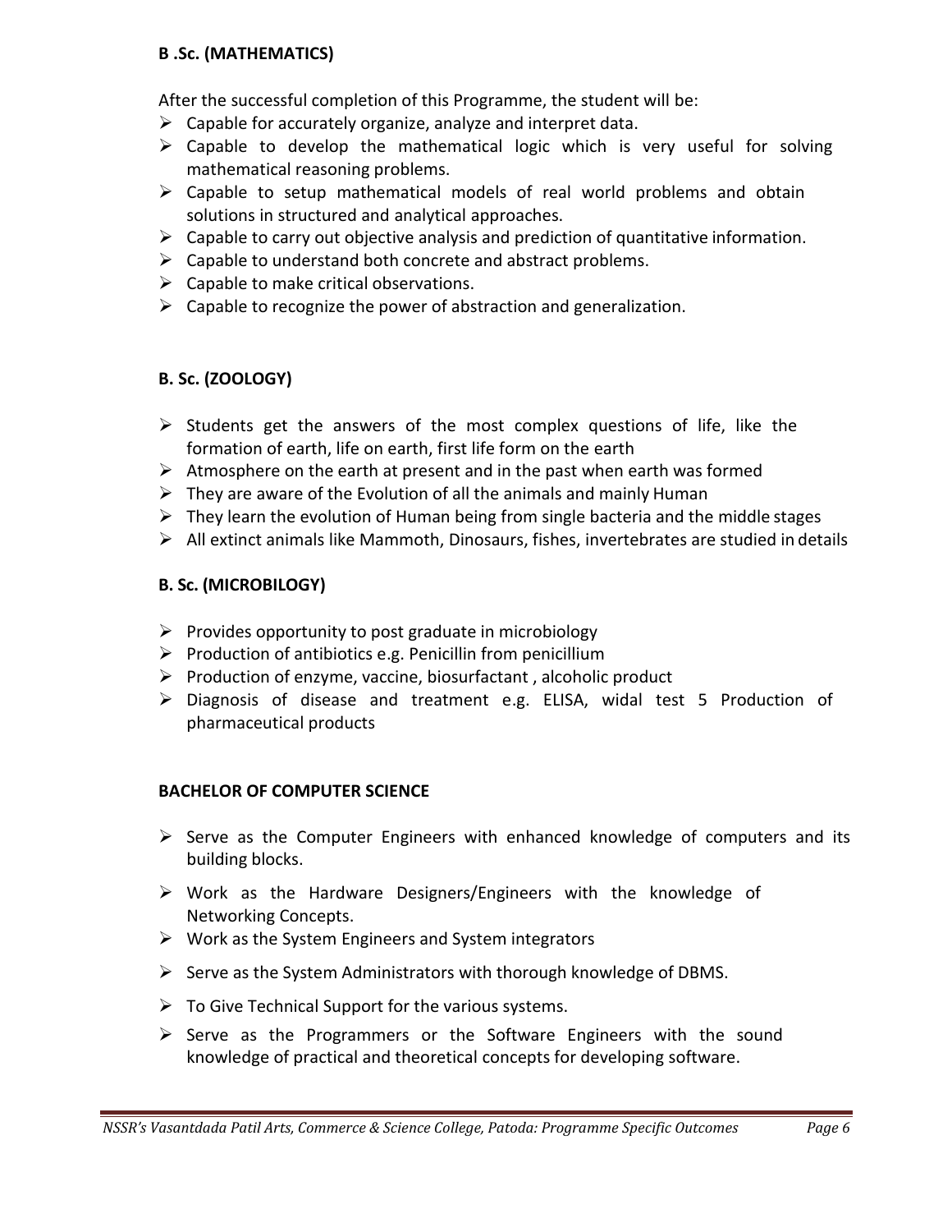**B .Sc. (MATHEMATICS)**

After the successful completion of this Programme, the student will be:

- Capable for accurately organize, analyze and interpret data.
- Capable to develop the mathematical logic which is very useful for solving mathematical reasoning problems.
- Capable to setup mathematical models of real world problems and obtain solutions in structured and analytical approaches.
- Capable to carry out objective analysis and prediction of quantitative information.
- Capable to understand both concrete and abstract problems.
- Capable to make critical observations.
- Capable to recognize the power of abstraction and generalization.

**B. Sc. (ZOOLOGY)**

- Students get the answers of the most complex questions of life, like the formation of earth, life on earth, first life form on the earth
- Atmosphere on the earth at present and in the past when earth was formed
- They are aware of the Evolution of all the animals and mainly Human
- They learn the evolution of Human being from single bacteria and the middle stages
- All extinct animals like Mammoth, Dinosaurs, fishes, invertebrates are studied in details

**B. Sc. (MICROBILOGY)**

- Provides opportunity to post graduate in microbiology
- Production of antibiotics e.g. Penicillin from penicillium
- Production of enzyme, vaccine, biosurfactant , alcoholic product
- Diagnosis of disease and treatment e.g. ELISA, widal test 5 Production of pharmaceutical products

**BACHELOR OF COMPUTER SCIENCE**

- Serve as the Computer Engineers with enhanced knowledge of computers and its building blocks.
- Work as the Hardware Designers/Engineers with the knowledge of Networking Concepts.
- Work as the System Engineers and System integrators
- Serve as the System Administrators with thorough knowledge of DBMS.
- To Give Technical Support for the various systems.
- Serve as the Programmers or the Software Engineers with the sound knowledge of practical and theoretical concepts for developing software.